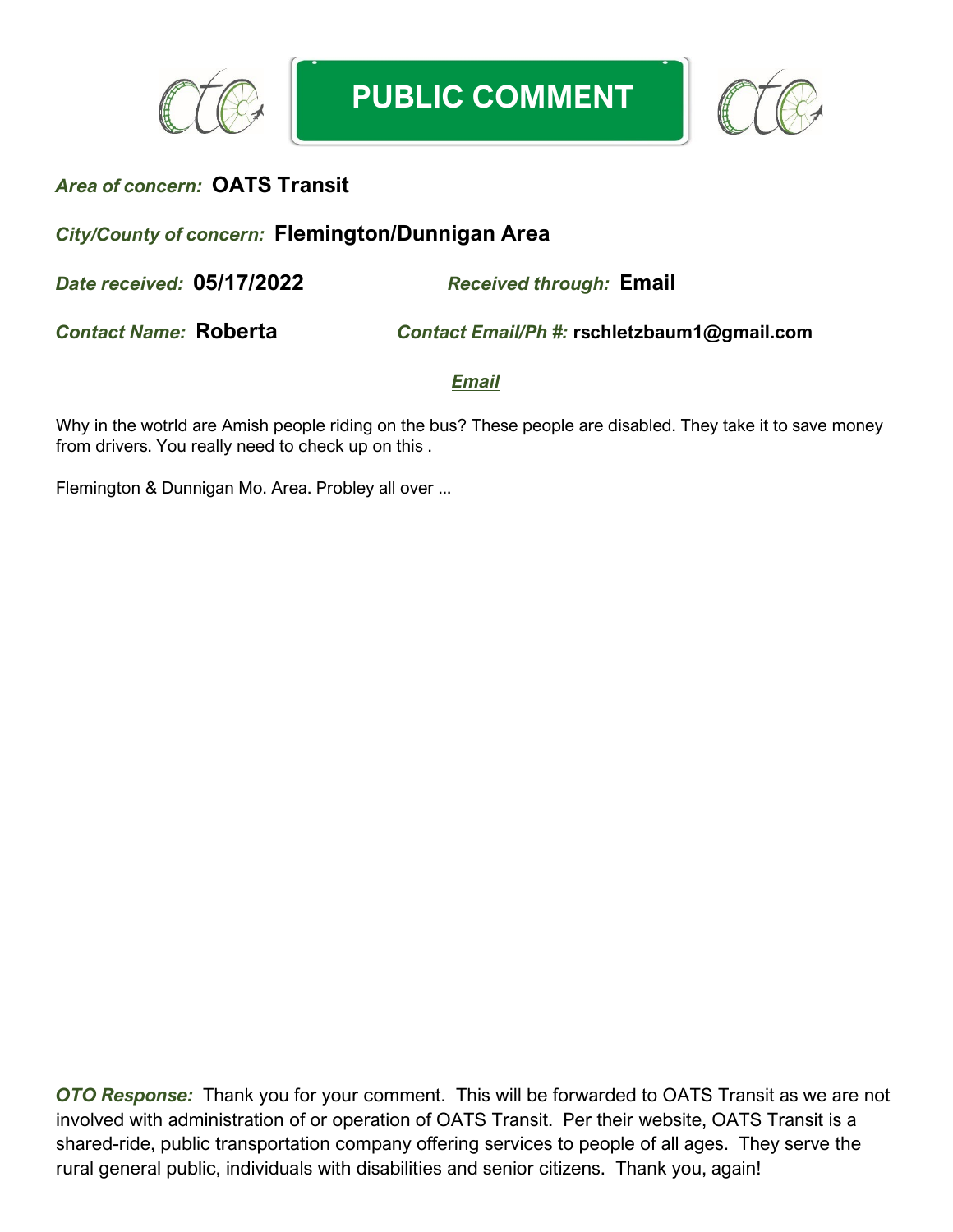# PUBLIC COMMENT

***Area of concern:*** **OATS Transit**

***City/County of concern:*** **Flemington/Dunnigan Area**

***Date received:*** **05/17/2022** ***Received through:*** **Email**

***Contact Name:*** **Roberta** ***Contact Email/Ph #:*** **rschletzbaum1@gmail.com**

***Email***

Why in the wotrld are Amish people riding on the bus? These people are disabled. They take it to save money from drivers. You really need to check up on this .

Flemington & Dunnigan Mo. Area. Probley all over ...

***OTO Response:*** Thank you for your comment. This will be forwarded to OATS Transit as we are not involved with administration of or operation of OATS Transit. Per their website, OATS Transit is a shared-ride, public transportation company offering services to people of all ages. They serve the rural general public, individuals with disabilities and senior citizens. Thank you, again!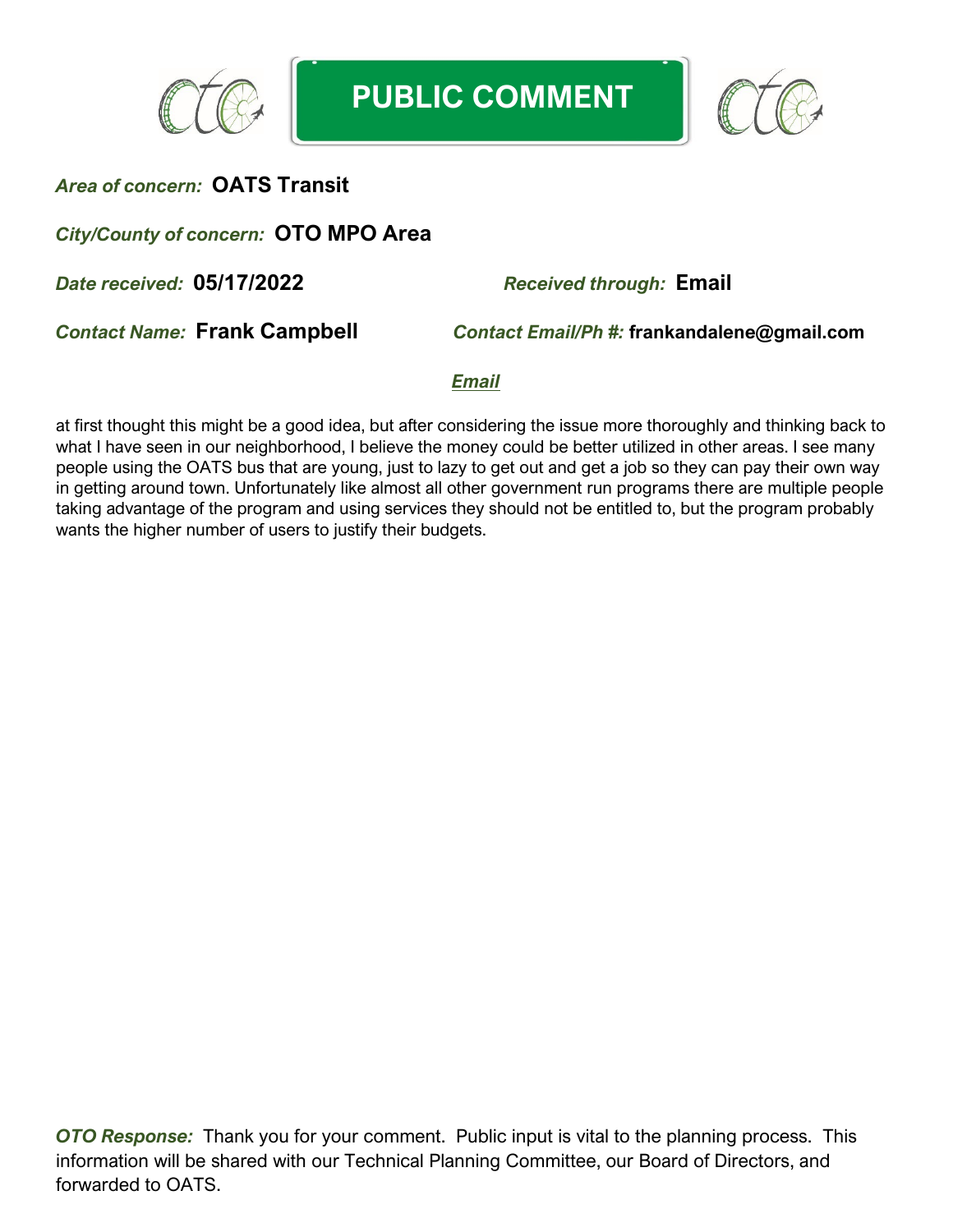# PUBLIC COMMENT

***Area of concern:*** **OATS Transit**

***City/County of concern:*** **OTO MPO Area**

***Date received:*** **05/17/2022** ***Received through:*** **Email**

***Contact Name:*** **Frank Campbell** ***Contact Email/Ph #:*** **frankandalene@gmail.com**

***Email***

at first thought this might be a good idea, but after considering the issue more thoroughly and thinking back to what I have seen in our neighborhood, I believe the money could be better utilized in other areas. I see many people using the OATS bus that are young, just to lazy to get out and get a job so they can pay their own way in getting around town. Unfortunately like almost all other government run programs there are multiple people taking advantage of the program and using services they should not be entitled to, but the program probably wants the higher number of users to justify their budgets.

***OTO Response:*** Thank you for your comment. Public input is vital to the planning process. This information will be shared with our Technical Planning Committee, our Board of Directors, and forwarded to OATS.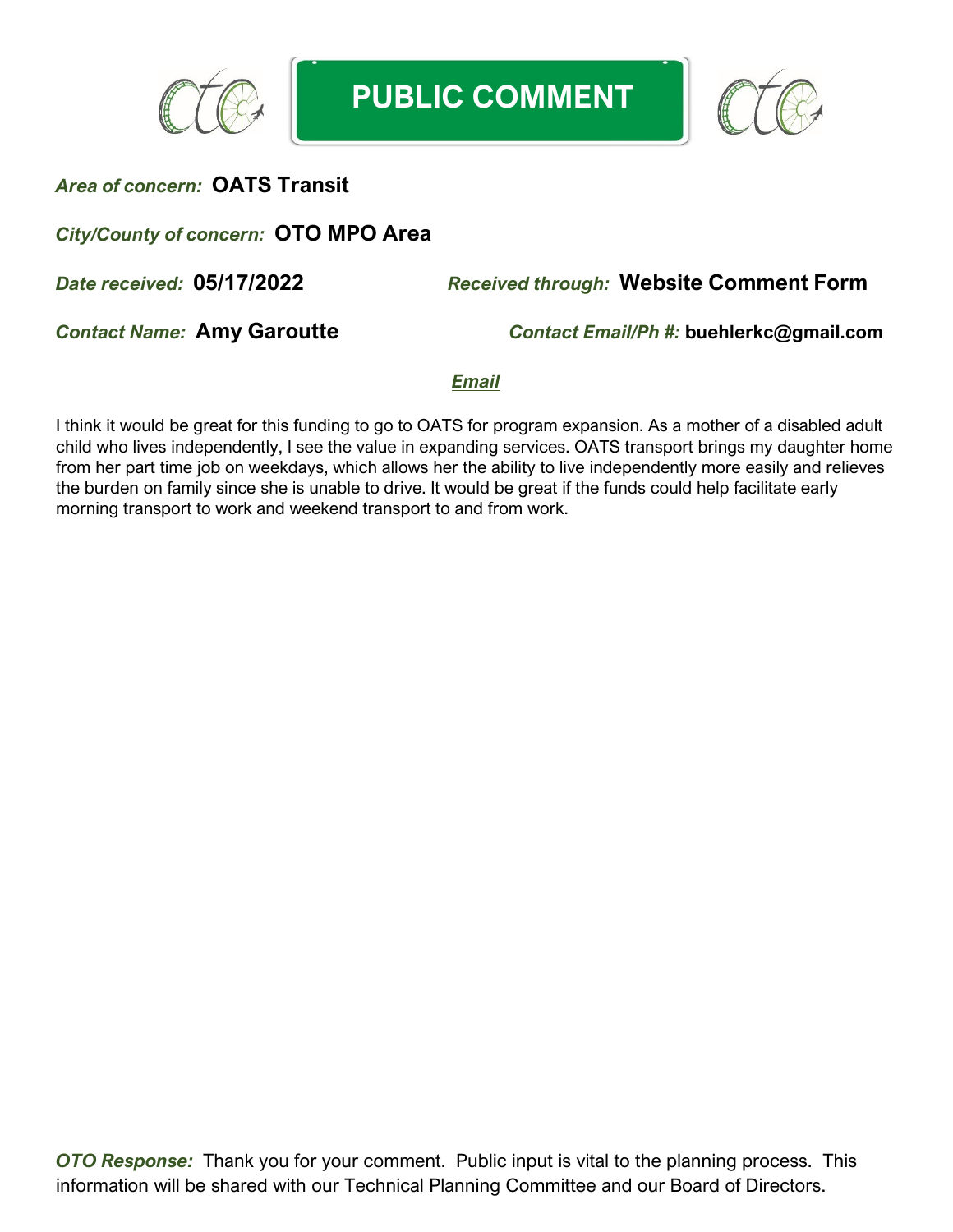# PUBLIC COMMENT

*Area of concern:* **OATS Transit**

*City/County of concern:* **OTO MPO Area**

*Date received:* **05/17/2022** *Received through:* **Website Comment Form**

*Contact Name:* **Amy Garoutte** *Contact Email/Ph #:* **buehlerkc@gmail.com**

***Email***

I think it would be great for this funding to go to OATS for program expansion. As a mother of a disabled adult child who lives independently, I see the value in expanding services. OATS transport brings my daughter home from her part time job on weekdays, which allows her the ability to live independently more easily and relieves the burden on family since she is unable to drive. It would be great if the funds could help facilitate early morning transport to work and weekend transport to and from work.

***OTO Response:*** Thank you for your comment. Public input is vital to the planning process. This information will be shared with our Technical Planning Committee and our Board of Directors.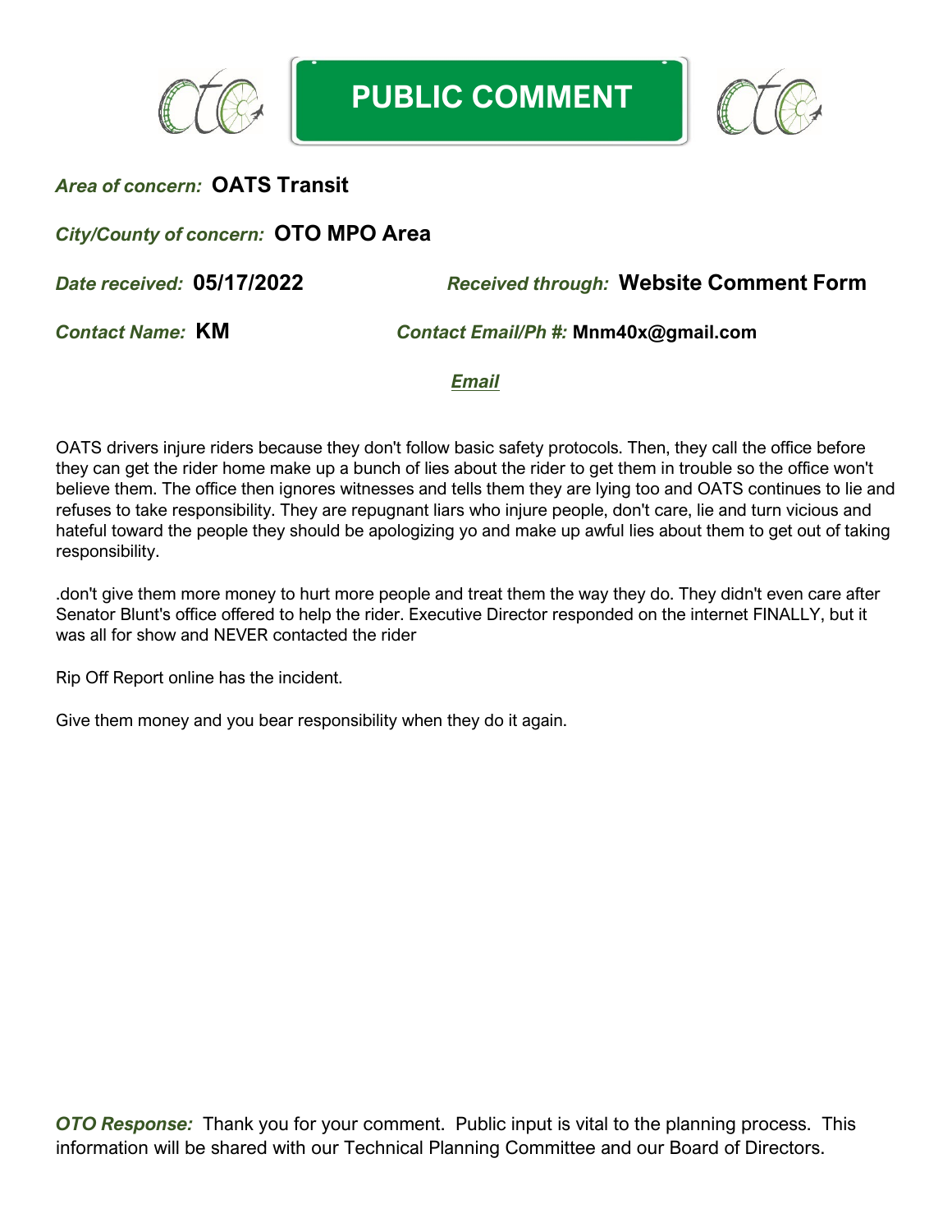# PUBLIC COMMENT

***Area of concern:*** **OATS Transit**

***City/County of concern:*** **OTO MPO Area**

***Date received:*** **05/17/2022** ***Received through:*** **Website Comment Form**

***Contact Name:*** **KM** ***Contact Email/Ph #:*** **Mnm40x@gmail.com**

***Email***

OATS drivers injure riders because they don't follow basic safety protocols. Then, they call the office before they can get the rider home make up a bunch of lies about the rider to get them in trouble so the office won't believe them. The office then ignores witnesses and tells them they are lying too and OATS continues to lie and refuses to take responsibility. They are repugnant liars who injure people, don't care, lie and turn vicious and hateful toward the people they should be apologizing yo and make up awful lies about them to get out of taking responsibility.

.don't give them more money to hurt more people and treat them the way they do. They didn't even care after Senator Blunt's office offered to help the rider. Executive Director responded on the internet FINALLY, but it was all for show and NEVER contacted the rider

Rip Off Report online has the incident.

Give them money and you bear responsibility when they do it again.

***OTO Response:*** Thank you for your comment. Public input is vital to the planning process. This information will be shared with our Technical Planning Committee and our Board of Directors.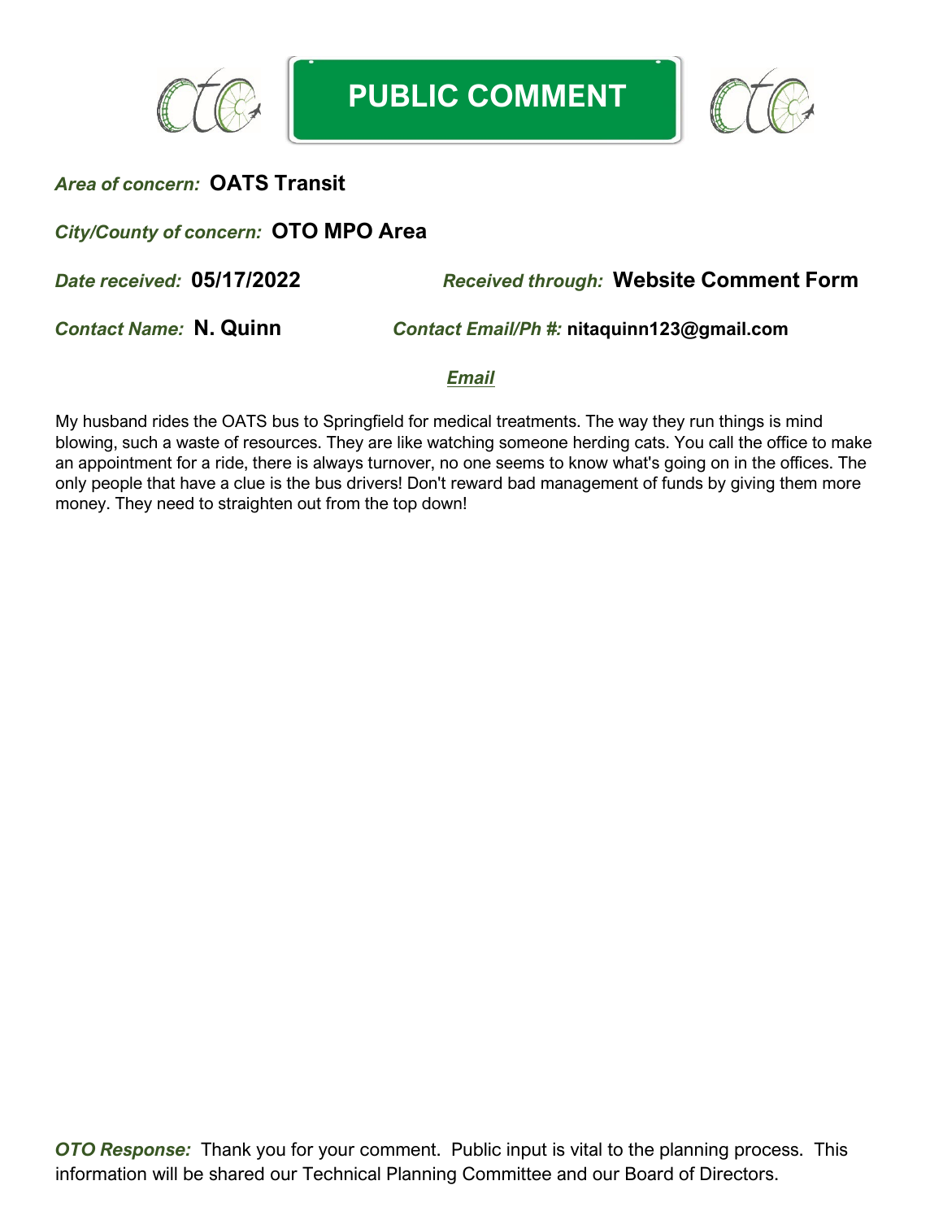# PUBLIC COMMENT

***Area of concern:*** **OATS Transit**

***City/County of concern:*** **OTO MPO Area**

***Date received:*** **05/17/2022** ***Received through:*** **Website Comment Form**

***Contact Name:*** **N. Quinn** ***Contact Email/Ph #:*** **nitaquinn123@gmail.com**

***Email***

My husband rides the OATS bus to Springfield for medical treatments. The way they run things is mind blowing, such a waste of resources. They are like watching someone herding cats. You call the office to make an appointment for a ride, there is always turnover, no one seems to know what's going on in the offices. The only people that have a clue is the bus drivers! Don't reward bad management of funds by giving them more money. They need to straighten out from the top down!

***OTO Response:*** Thank you for your comment. Public input is vital to the planning process. This information will be shared our Technical Planning Committee and our Board of Directors.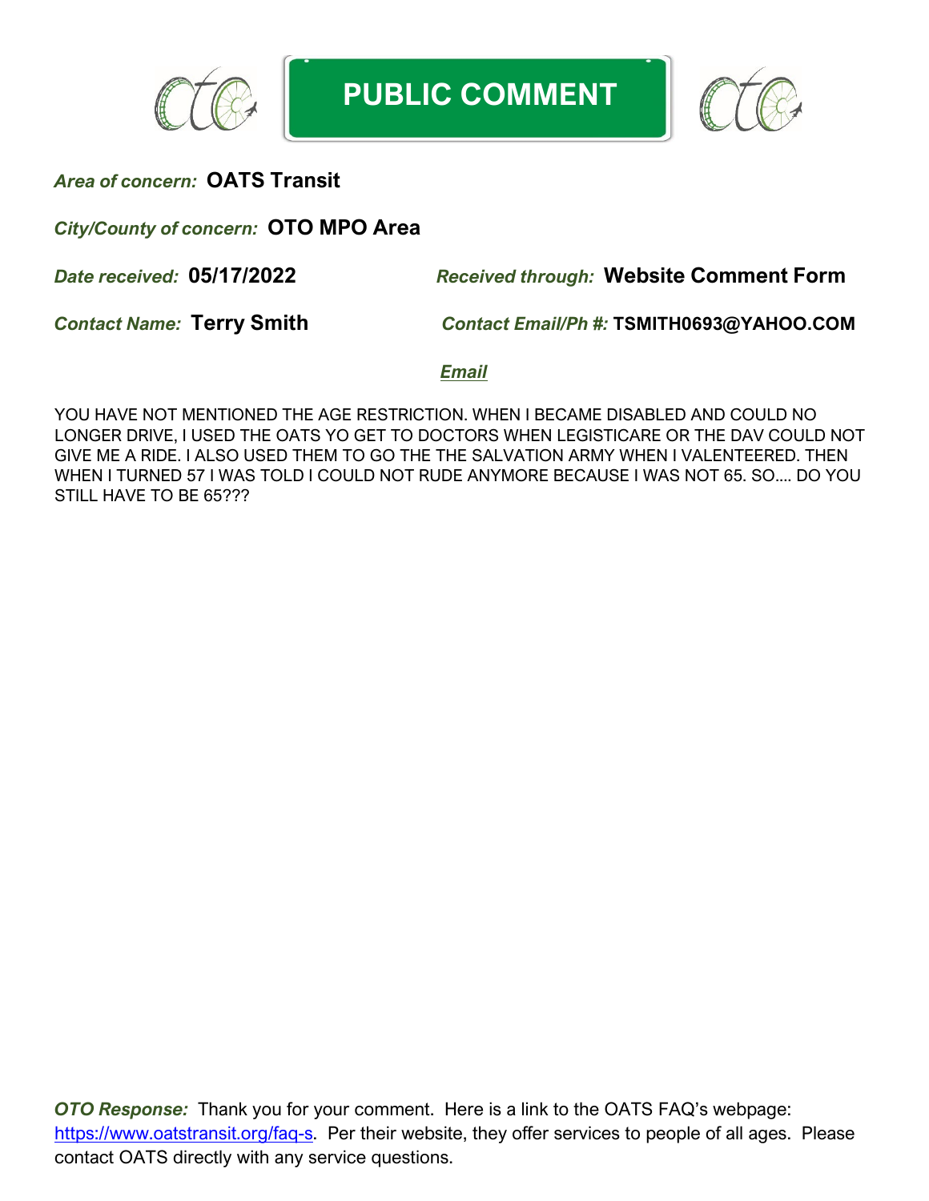# PUBLIC COMMENT

*Area of concern:* **OATS Transit**

*City/County of concern:* **OTO MPO Area**

*Date received:* **05/17/2022** *Received through:* **Website Comment Form**

*Contact Name:* **Terry Smith** *Contact Email/Ph #:* **TSMITH0693@YAHOO.COM**

***Email***

YOU HAVE NOT MENTIONED THE AGE RESTRICTION. WHEN I BECAME DISABLED AND COULD NO LONGER DRIVE, I USED THE OATS YO GET TO DOCTORS WHEN LEGISTICARE OR THE DAV COULD NOT GIVE ME A RIDE. I ALSO USED THEM TO GO THE THE SALVATION ARMY WHEN I VALENTEERED. THEN WHEN I TURNED 57 I WAS TOLD I COULD NOT RUDE ANYMORE BECAUSE I WAS NOT 65. SO.... DO YOU STILL HAVE TO BE 65???

***OTO Response:*** Thank you for your comment. Here is a link to the OATS FAQ's webpage: https://www.oatstransit.org/faq-s. Per their website, they offer services to people of all ages. Please contact OATS directly with any service questions.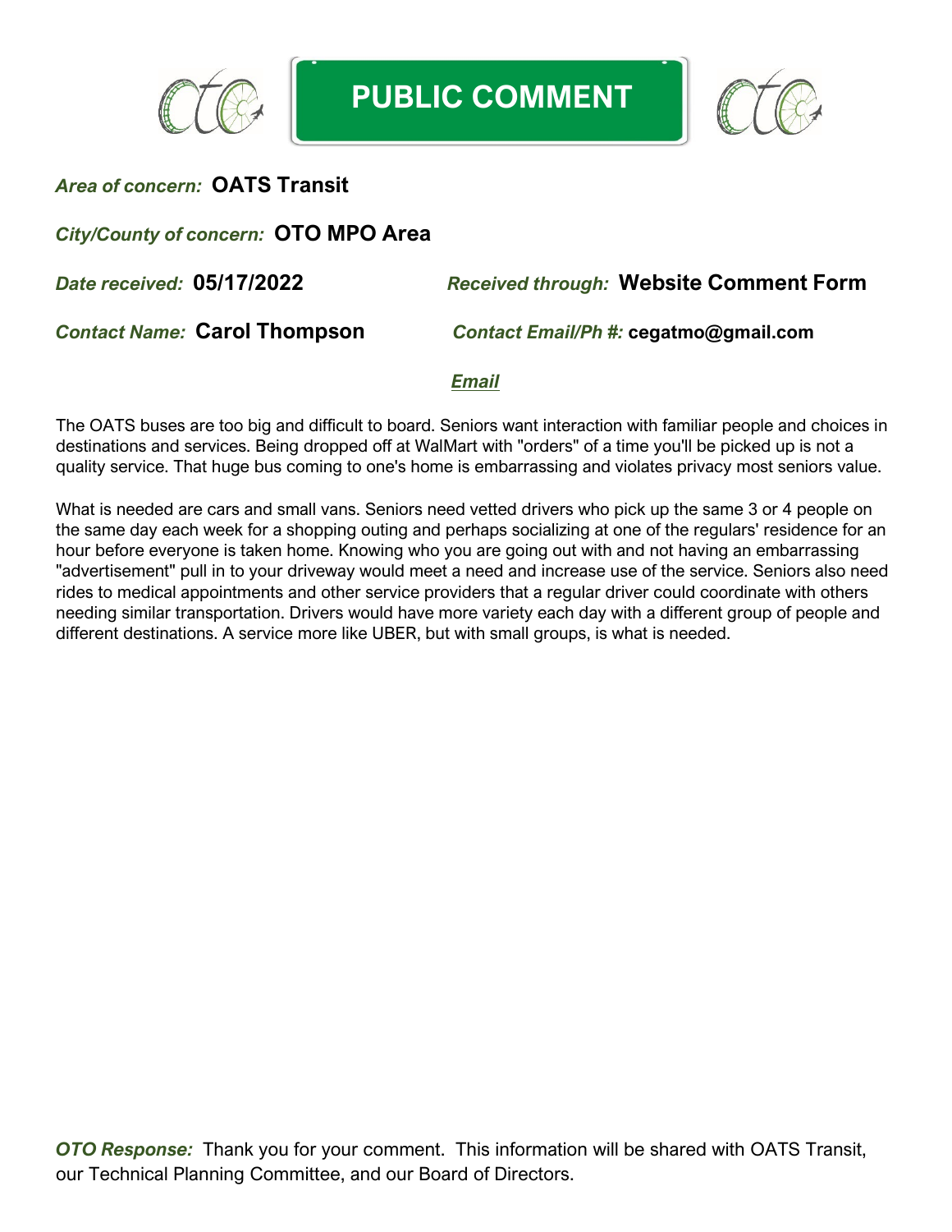# PUBLIC COMMENT

*Area of concern:* **OATS Transit**

*City/County of concern:* **OTO MPO Area**

*Date received:* **05/17/2022**

*Received through:* **Website Comment Form**

*Contact Name:* **Carol Thompson**

*Contact Email/Ph #:* **cegatmo@gmail.com**

***Email***

The OATS buses are too big and difficult to board. Seniors want interaction with familiar people and choices in destinations and services. Being dropped off at WalMart with "orders" of a time you'll be picked up is not a quality service. That huge bus coming to one's home is embarrassing and violates privacy most seniors value.

What is needed are cars and small vans. Seniors need vetted drivers who pick up the same 3 or 4 people on the same day each week for a shopping outing and perhaps socializing at one of the regulars' residence for an hour before everyone is taken home. Knowing who you are going out with and not having an embarrassing "advertisement" pull in to your driveway would meet a need and increase use of the service. Seniors also need rides to medical appointments and other service providers that a regular driver could coordinate with others needing similar transportation. Drivers would have more variety each day with a different group of people and different destinations. A service more like UBER, but with small groups, is what is needed.

***OTO Response:*** Thank you for your comment. This information will be shared with OATS Transit, our Technical Planning Committee, and our Board of Directors.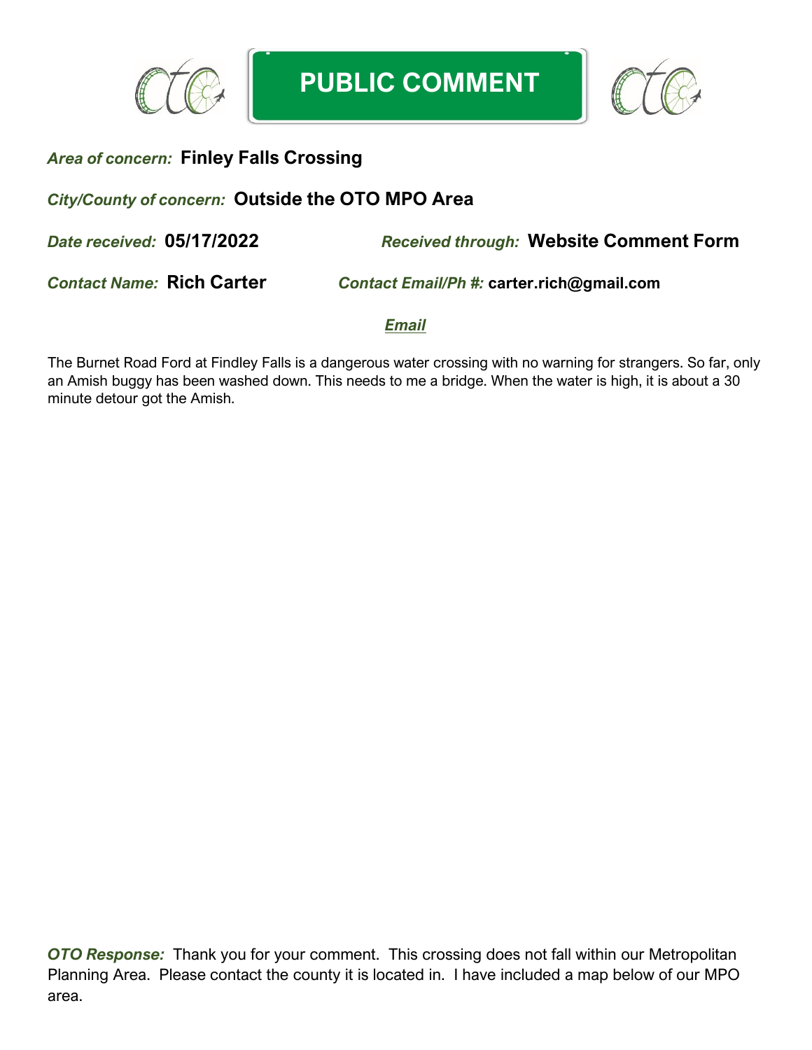# PUBLIC COMMENT

***Area of concern:*** **Finley Falls Crossing**

***City/County of concern:*** **Outside the OTO MPO Area**

***Date received:*** **05/17/2022** ***Received through:*** **Website Comment Form**

***Contact Name:*** **Rich Carter** ***Contact Email/Ph #:*** **carter.rich@gmail.com**

***Email***

The Burnet Road Ford at Findley Falls is a dangerous water crossing with no warning for strangers. So far, only an Amish buggy has been washed down. This needs to me a bridge. When the water is high, it is about a 30 minute detour got the Amish.

***OTO Response:*** Thank you for your comment. This crossing does not fall within our Metropolitan Planning Area. Please contact the county it is located in. I have included a map below of our MPO area.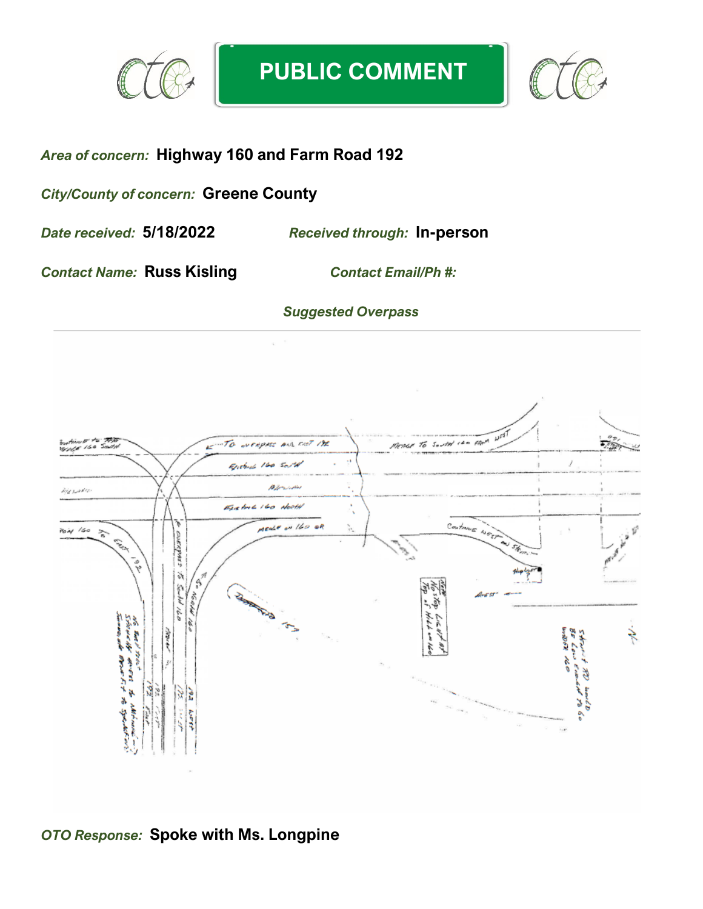# PUBLIC COMMENT

*Area of concern:* **Highway 160 and Farm Road 192**

*City/County of concern:* **Greene County**

*Date received:* **5/18/2022** *Received through:* **In-person**

*Contact Name:* **Russ Kisling** *Contact Email/Ph #:*

*Suggested Overpass*

*OTO Response:* **Spoke with Ms. Longpine**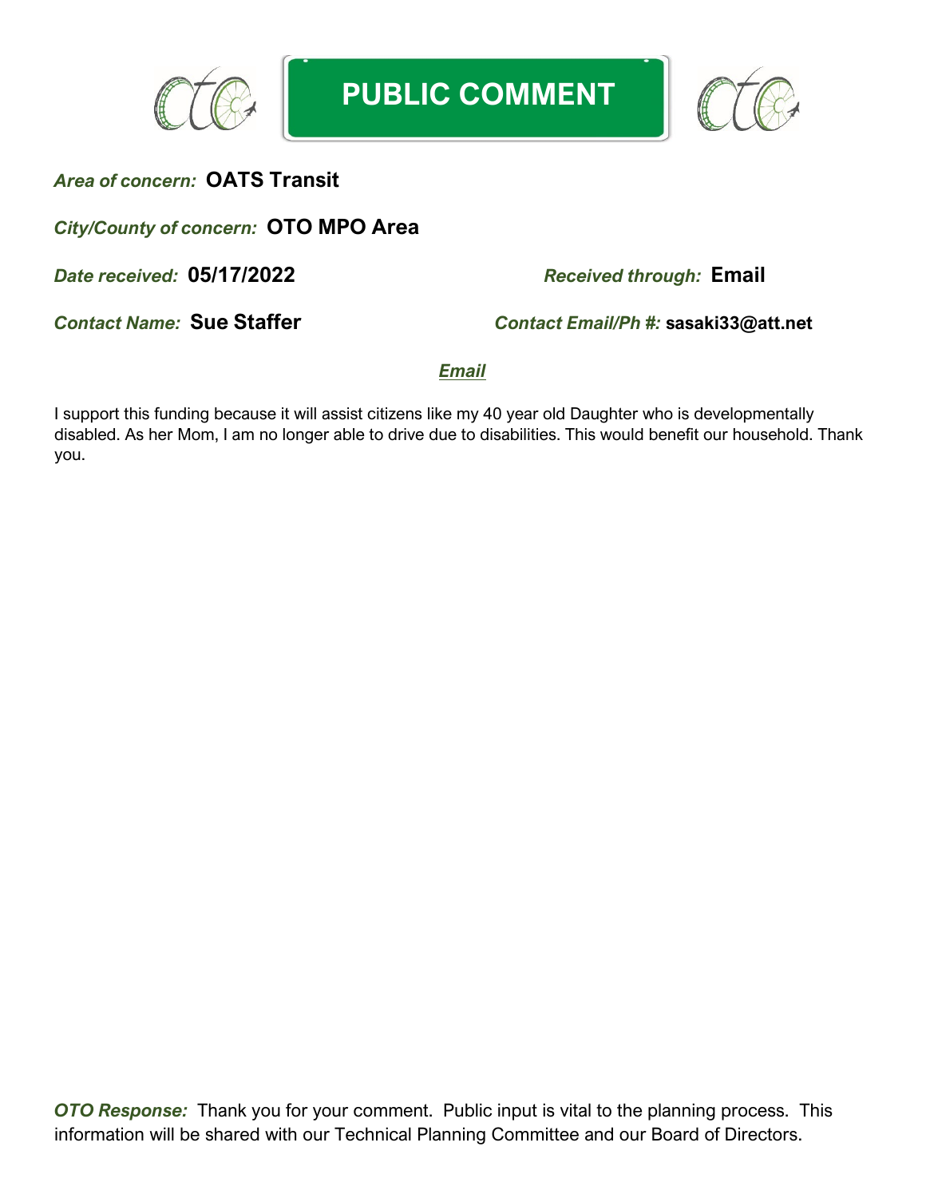# PUBLIC COMMENT

***Area of concern:*** **OATS Transit**

***City/County of concern:*** **OTO MPO Area**

***Date received:*** **05/17/2022**

***Received through:*** **Email**

***Contact Name:*** **Sue Staffer**

***Contact Email/Ph #:*** **sasaki33@att.net**

***Email***

I support this funding because it will assist citizens like my 40 year old Daughter who is developmentally disabled. As her Mom, I am no longer able to drive due to disabilities. This would benefit our household. Thank you.

***OTO Response:*** Thank you for your comment. Public input is vital to the planning process. This information will be shared with our Technical Planning Committee and our Board of Directors.